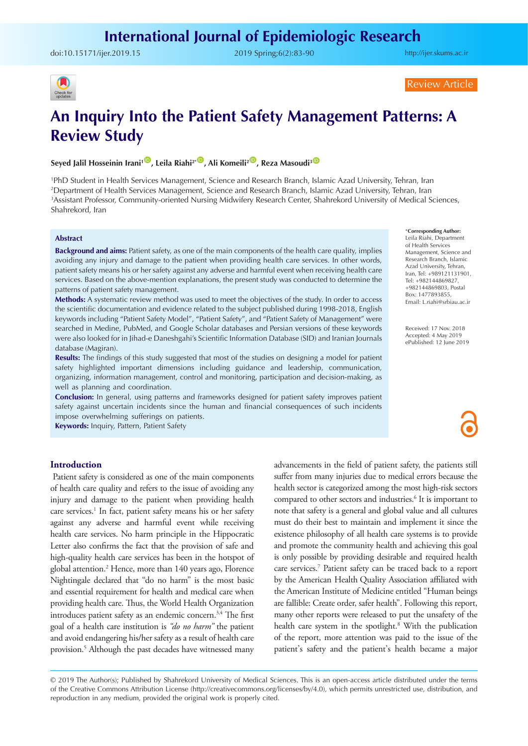Review Article

# An Inquiry Into the Patient Safety Management Patterns: A Review Study

**Seyed Jalil Hosseinin Irani[1], Leila Riahi[2*], Ali Komeili[2], Reza Masoudi[3]**

[1]PhD Student in Health Services Management, Science and Research Branch, Islamic Azad University, Tehran, Iran
[2]Department of Health Services Management, Science and Research Branch, Islamic Azad University, Tehran, Iran
[3]Assistant Professor, Community-oriented Nursing Midwifery Research Center, Shahrekord University of Medical Sciences, Shahrekord, Iran

\*Corresponding Author: Leila Riahi, Department of Health Services Management, Science and Research Branch, Islamic Azad University, Tehran, Iran, Tel: +989121131901, Tel: +982144869827, +982144869803, Postal Box: 1477893855, Email: L.riahi@srbiau.ac.ir

Received: 17 Nov. 2018
Accepted: 4 May 2019
ePublished: 12 June 2019

## Abstract

**Background and aims:** Patient safety, as one of the main components of the health care quality, implies avoiding any injury and damage to the patient when providing health care services. In other words, patient safety means his or her safety against any adverse and harmful event when receiving health care services. Based on the above-mention explanations, the present study was conducted to determine the patterns of patient safety management.

**Methods:** A systematic review method was used to meet the objectives of the study. In order to access the scientific documentation and evidence related to the subject published during 1998-2018, English keywords including "Patient Safety Model", "Patient Safety", and "Patient Safety of Management" were searched in Medine, PubMed, and Google Scholar databases and Persian versions of these keywords were also looked for in Jihad-e Daneshgahi's Scientific Information Database (SID) and Iranian Journals database (Magiran).

**Results:** The findings of this study suggested that most of the studies on designing a model for patient safety highlighted important dimensions including guidance and leadership, communication, organizing, information management, control and monitoring, participation and decision-making, as well as planning and coordination.

**Conclusion:** In general, using patterns and frameworks designed for patient safety improves patient safety against uncertain incidents since the human and financial consequences of such incidents impose overwhelming sufferings on patients.

**Keywords:** Inquiry, Pattern, Patient Safety

## Introduction

Patient safety is considered as one of the main components of health care quality and refers to the issue of avoiding any injury and damage to the patient when providing health care services.[1] In fact, patient safety means his or her safety against any adverse and harmful event while receiving health care services. No harm principle in the Hippocratic Letter also confirms the fact that the provision of safe and high-quality health care services has been in the hotspot of global attention.[2] Hence, more than 140 years ago, Florence Nightingale declared that "do no harm" is the most basic and essential requirement for health and medical care when providing health care. Thus, the World Health Organization introduces patient safety as an endemic concern.[3,4] The first goal of a health care institution is *"do no harm"* the patient and avoid endangering his/her safety as a result of health care provision.[5] Although the past decades have witnessed many advancements in the field of patient safety, the patients still suffer from many injuries due to medical errors because the health sector is categorized among the most high-risk sectors compared to other sectors and industries.[6] It is important to note that safety is a general and global value and all cultures must do their best to maintain and implement it since the existence philosophy of all health care systems is to provide and promote the community health and achieving this goal is only possible by providing desirable and required health care services.[7] Patient safety can be traced back to a report by the American Health Quality Association affiliated with the American Institute of Medicine entitled "Human beings are fallible: Create order, safer health". Following this report, many other reports were released to put the unsafety of the health care system in the spotlight.[8] With the publication of the report, more attention was paid to the issue of the patient's safety and the patient's health became a major

© 2019 The Author(s); Published by Shahrekord University of Medical Sciences. This is an open-access article distributed under the terms of the Creative Commons Attribution License (http://creativecommons.org/licenses/by/4.0), which permits unrestricted use, distribution, and reproduction in any medium, provided the original work is properly cited.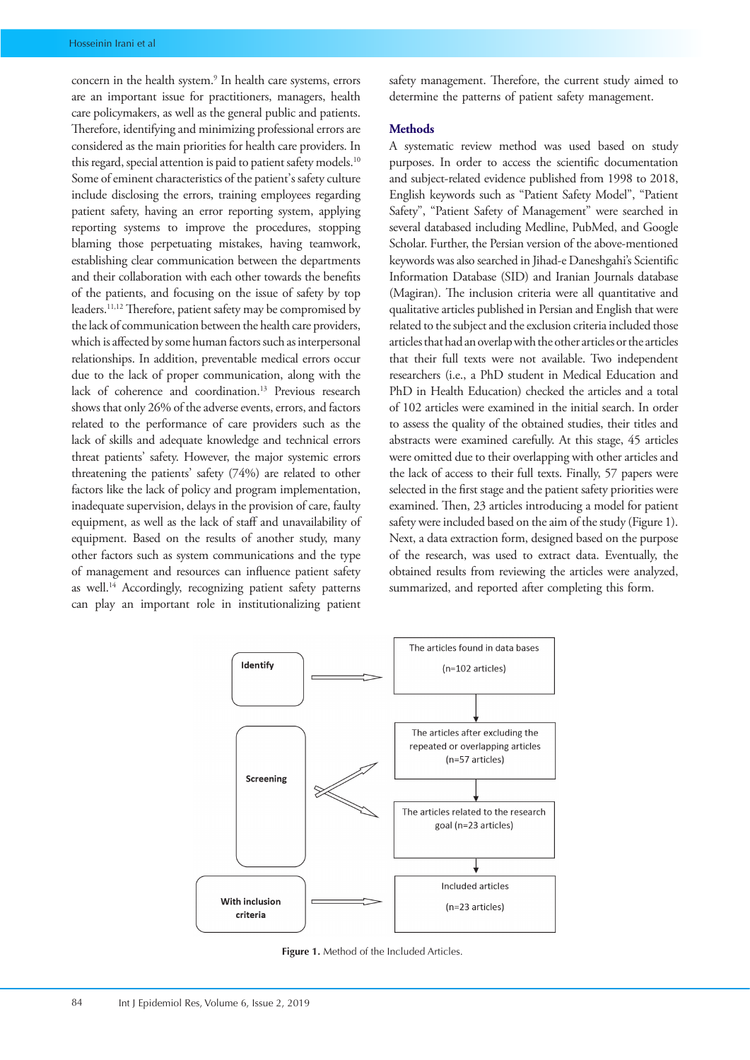concern in the health system.[9] In health care systems, errors are an important issue for practitioners, managers, health care policymakers, as well as the general public and patients. Therefore, identifying and minimizing professional errors are considered as the main priorities for health care providers. In this regard, special attention is paid to patient safety models.[10] Some of eminent characteristics of the patient's safety culture include disclosing the errors, training employees regarding patient safety, having an error reporting system, applying reporting systems to improve the procedures, stopping blaming those perpetuating mistakes, having teamwork, establishing clear communication between the departments and their collaboration with each other towards the benefits of the patients, and focusing on the issue of safety by top leaders.[11,12] Therefore, patient safety may be compromised by the lack of communication between the health care providers, which is affected by some human factors such as interpersonal relationships. In addition, preventable medical errors occur due to the lack of proper communication, along with the lack of coherence and coordination.[13] Previous research shows that only 26% of the adverse events, errors, and factors related to the performance of care providers such as the lack of skills and adequate knowledge and technical errors threat patients' safety. However, the major systemic errors threatening the patients' safety (74%) are related to other factors like the lack of policy and program implementation, inadequate supervision, delays in the provision of care, faulty equipment, as well as the lack of staff and unavailability of equipment. Based on the results of another study, many other factors such as system communications and the type of management and resources can influence patient safety as well.[14] Accordingly, recognizing patient safety patterns can play an important role in institutionalizing patient safety management. Therefore, the current study aimed to determine the patterns of patient safety management.

## Methods

A systematic review method was used based on study purposes. In order to access the scientific documentation and subject-related evidence published from 1998 to 2018, English keywords such as "Patient Safety Model", "Patient Safety", "Patient Safety of Management" were searched in several databased including Medline, PubMed, and Google Scholar. Further, the Persian version of the above-mentioned keywords was also searched in Jihad-e Daneshgahi's Scientific Information Database (SID) and Iranian Journals database (Magiran). The inclusion criteria were all quantitative and qualitative articles published in Persian and English that were related to the subject and the exclusion criteria included those articles that had an overlap with the other articles or the articles that their full texts were not available. Two independent researchers (i.e., a PhD student in Medical Education and PhD in Health Education) checked the articles and a total of 102 articles were examined in the initial search. In order to assess the quality of the obtained studies, their titles and abstracts were examined carefully. At this stage, 45 articles were omitted due to their overlapping with other articles and the lack of access to their full texts. Finally, 57 papers were selected in the first stage and the patient safety priorities were examined. Then, 23 articles introducing a model for patient safety were included based on the aim of the study (Figure 1). Next, a data extraction form, designed based on the purpose of the research, was used to extract data. Eventually, the obtained results from reviewing the articles were analyzed, summarized, and reported after completing this form.

| Stage | Articles |
|---|---|
| Identify | The articles found in data bases (n=102 articles) |
| Screening | The articles after excluding the repeated or overlapping articles (n=57 articles) |
| Screening | The articles related to the research goal (n=23 articles) |
| With inclusion criteria | Included articles (n=23 articles) |

**Figure 1.** Method of the Included Articles.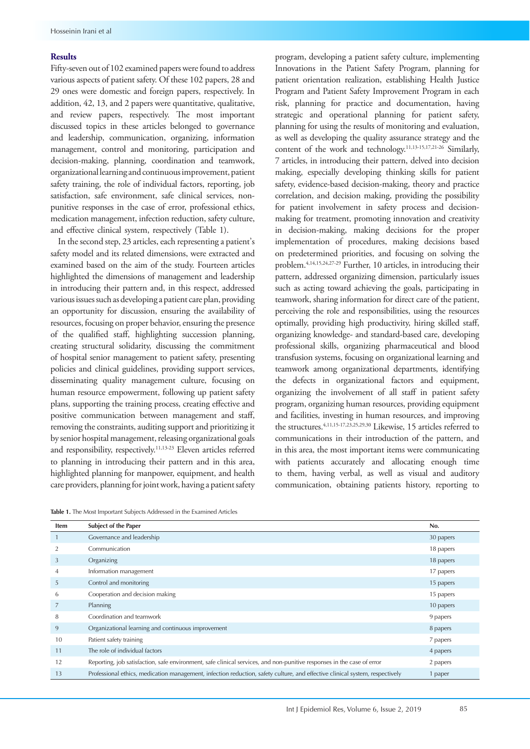## Results

Fifty-seven out of 102 examined papers were found to address various aspects of patient safety. Of these 102 papers, 28 and 29 ones were domestic and foreign papers, respectively. In addition, 42, 13, and 2 papers were quantitative, qualitative, and review papers, respectively. The most important discussed topics in these articles belonged to governance and leadership, communication, organizing, information management, control and monitoring, participation and decision-making, planning, coordination and teamwork, organizational learning and continuous improvement, patient safety training, the role of individual factors, reporting, job satisfaction, safe environment, safe clinical services, non-punitive responses in the case of error, professional ethics, medication management, infection reduction, safety culture, and effective clinical system, respectively (Table 1).

In the second step, 23 articles, each representing a patient's safety model and its related dimensions, were extracted and examined based on the aim of the study. Fourteen articles highlighted the dimensions of management and leadership in introducing their pattern and, in this respect, addressed various issues such as developing a patient care plan, providing an opportunity for discussion, ensuring the availability of resources, focusing on proper behavior, ensuring the presence of the qualified staff, highlighting succession planning, creating structural solidarity, discussing the commitment of hospital senior management to patient safety, presenting policies and clinical guidelines, providing support services, disseminating quality management culture, focusing on human resource empowerment, following up patient safety plans, supporting the training process, creating effective and positive communication between management and staff, removing the constraints, auditing support and prioritizing it by senior hospital management, releasing organizational goals and responsibility, respectively.[11,13-23] Eleven articles referred to planning in introducing their pattern and in this area, highlighted planning for manpower, equipment, and health care providers, planning for joint work, having a patient safety program, developing a patient safety culture, implementing Innovations in the Patient Safety Program, planning for patient orientation realization, establishing Health Justice Program and Patient Safety Improvement Program in each risk, planning for practice and documentation, having strategic and operational planning for patient safety, planning for using the results of monitoring and evaluation, as well as developing the quality assurance strategy and the content of the work and technology.[11,13-15,17,21-26] Similarly, 7 articles, in introducing their pattern, delved into decision making, especially developing thinking skills for patient safety, evidence-based decision-making, theory and practice correlation, and decision making, providing the possibility for patient involvement in safety process and decision-making for treatment, promoting innovation and creativity in decision-making, making decisions for the proper implementation of procedures, making decisions based on predetermined priorities, and focusing on solving the problem.[4,14,15,24,27-29] Further, 10 articles, in introducing their pattern, addressed organizing dimension, particularly issues such as acting toward achieving the goals, participating in teamwork, sharing information for direct care of the patient, perceiving the role and responsibilities, using the resources optimally, providing high productivity, hiring skilled staff, organizing knowledge- and standard-based care, developing professional skills, organizing pharmaceutical and blood transfusion systems, focusing on organizational learning and teamwork among organizational departments, identifying the defects in organizational factors and equipment, organizing the involvement of all staff in patient safety program, organizing human resources, providing equipment and facilities, investing in human resources, and improving the structures.[4,11,15-17,23,25,29,30] Likewise, 15 articles referred to communications in their introduction of the pattern, and in this area, the most important items were communicating with patients accurately and allocating enough time to them, having verbal, as well as visual and auditory communication, obtaining patients history, reporting to

**Table 1.** The Most Important Subjects Addressed in the Examined Articles

| Item | Subject of the Paper | No. |
|---|---|---|
| 1 | Governance and leadership | 30 papers |
| 2 | Communication | 18 papers |
| 3 | Organizing | 18 papers |
| 4 | Information management | 17 papers |
| 5 | Control and monitoring | 15 papers |
| 6 | Cooperation and decision making | 15 papers |
| 7 | Planning | 10 papers |
| 8 | Coordination and teamwork | 9 papers |
| 9 | Organizational learning and continuous improvement | 8 papers |
| 10 | Patient safety training | 7 papers |
| 11 | The role of individual factors | 4 papers |
| 12 | Reporting, job satisfaction, safe environment, safe clinical services, and non-punitive responses in the case of error | 2 papers |
| 13 | Professional ethics, medication management, infection reduction, safety culture, and effective clinical system, respectively | 1 paper |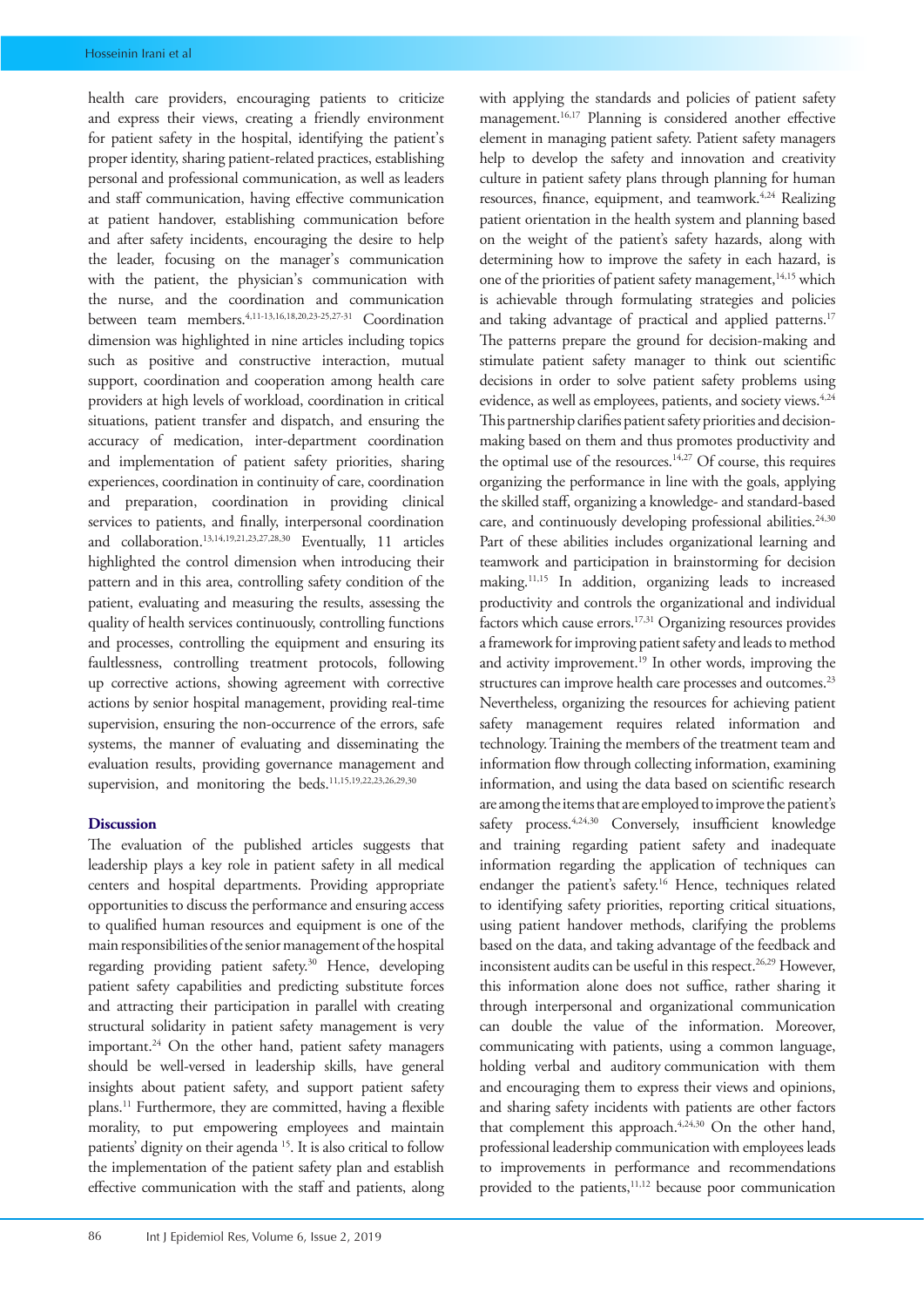health care providers, encouraging patients to criticize and express their views, creating a friendly environment for patient safety in the hospital, identifying the patient's proper identity, sharing patient-related practices, establishing personal and professional communication, as well as leaders and staff communication, having effective communication at patient handover, establishing communication before and after safety incidents, encouraging the desire to help the leader, focusing on the manager's communication with the patient, the physician's communication with the nurse, and the coordination and communication between team members.[4,11-13,16,18,20,23-25,27-31] Coordination dimension was highlighted in nine articles including topics such as positive and constructive interaction, mutual support, coordination and cooperation among health care providers at high levels of workload, coordination in critical situations, patient transfer and dispatch, and ensuring the accuracy of medication, inter-department coordination and implementation of patient safety priorities, sharing experiences, coordination in continuity of care, coordination and preparation, coordination in providing clinical services to patients, and finally, interpersonal coordination and collaboration.[13,14,19,21,23,27,28,30] Eventually, 11 articles highlighted the control dimension when introducing their pattern and in this area, controlling safety condition of the patient, evaluating and measuring the results, assessing the quality of health services continuously, controlling functions and processes, controlling the equipment and ensuring its faultlessness, controlling treatment protocols, following up corrective actions, showing agreement with corrective actions by senior hospital management, providing real-time supervision, ensuring the non-occurrence of the errors, safe systems, the manner of evaluating and disseminating the evaluation results, providing governance management and supervision, and monitoring the beds.[11,15,19,22,23,26,29,30]

## Discussion

The evaluation of the published articles suggests that leadership plays a key role in patient safety in all medical centers and hospital departments. Providing appropriate opportunities to discuss the performance and ensuring access to qualified human resources and equipment is one of the main responsibilities of the senior management of the hospital regarding providing patient safety.[30] Hence, developing patient safety capabilities and predicting substitute forces and attracting their participation in parallel with creating structural solidarity in patient safety management is very important.[24] On the other hand, patient safety managers should be well-versed in leadership skills, have general insights about patient safety, and support patient safety plans.[11] Furthermore, they are committed, having a flexible morality, to put empowering employees and maintain patients' dignity on their agenda [15]. It is also critical to follow the implementation of the patient safety plan and establish effective communication with the staff and patients, along with applying the standards and policies of patient safety management.[16,17] Planning is considered another effective element in managing patient safety. Patient safety managers help to develop the safety and innovation and creativity culture in patient safety plans through planning for human resources, finance, equipment, and teamwork.[4,24] Realizing patient orientation in the health system and planning based on the weight of the patient's safety hazards, along with determining how to improve the safety in each hazard, is one of the priorities of patient safety management,[14,15] which is achievable through formulating strategies and policies and taking advantage of practical and applied patterns.[17] The patterns prepare the ground for decision-making and stimulate patient safety manager to think out scientific decisions in order to solve patient safety problems using evidence, as well as employees, patients, and society views.[4,24] This partnership clarifies patient safety priorities and decision-making based on them and thus promotes productivity and the optimal use of the resources.[14,27] Of course, this requires organizing the performance in line with the goals, applying the skilled staff, organizing a knowledge- and standard-based care, and continuously developing professional abilities.[24,30] Part of these abilities includes organizational learning and teamwork and participation in brainstorming for decision making.[11,15] In addition, organizing leads to increased productivity and controls the organizational and individual factors which cause errors.[17,31] Organizing resources provides a framework for improving patient safety and leads to method and activity improvement.[19] In other words, improving the structures can improve health care processes and outcomes.[23] Nevertheless, organizing the resources for achieving patient safety management requires related information and technology. Training the members of the treatment team and information flow through collecting information, examining information, and using the data based on scientific research are among the items that are employed to improve the patient's safety process.[4,24,30] Conversely, insufficient knowledge and training regarding patient safety and inadequate information regarding the application of techniques can endanger the patient's safety.[16] Hence, techniques related to identifying safety priorities, reporting critical situations, using patient handover methods, clarifying the problems based on the data, and taking advantage of the feedback and inconsistent audits can be useful in this respect.[26,29] However, this information alone does not suffice, rather sharing it through interpersonal and organizational communication can double the value of the information. Moreover, communicating with patients, using a common language, holding verbal and auditory communication with them and encouraging them to express their views and opinions, and sharing safety incidents with patients are other factors that complement this approach.[4,24,30] On the other hand, professional leadership communication with employees leads to improvements in performance and recommendations provided to the patients,[11,12] because poor communication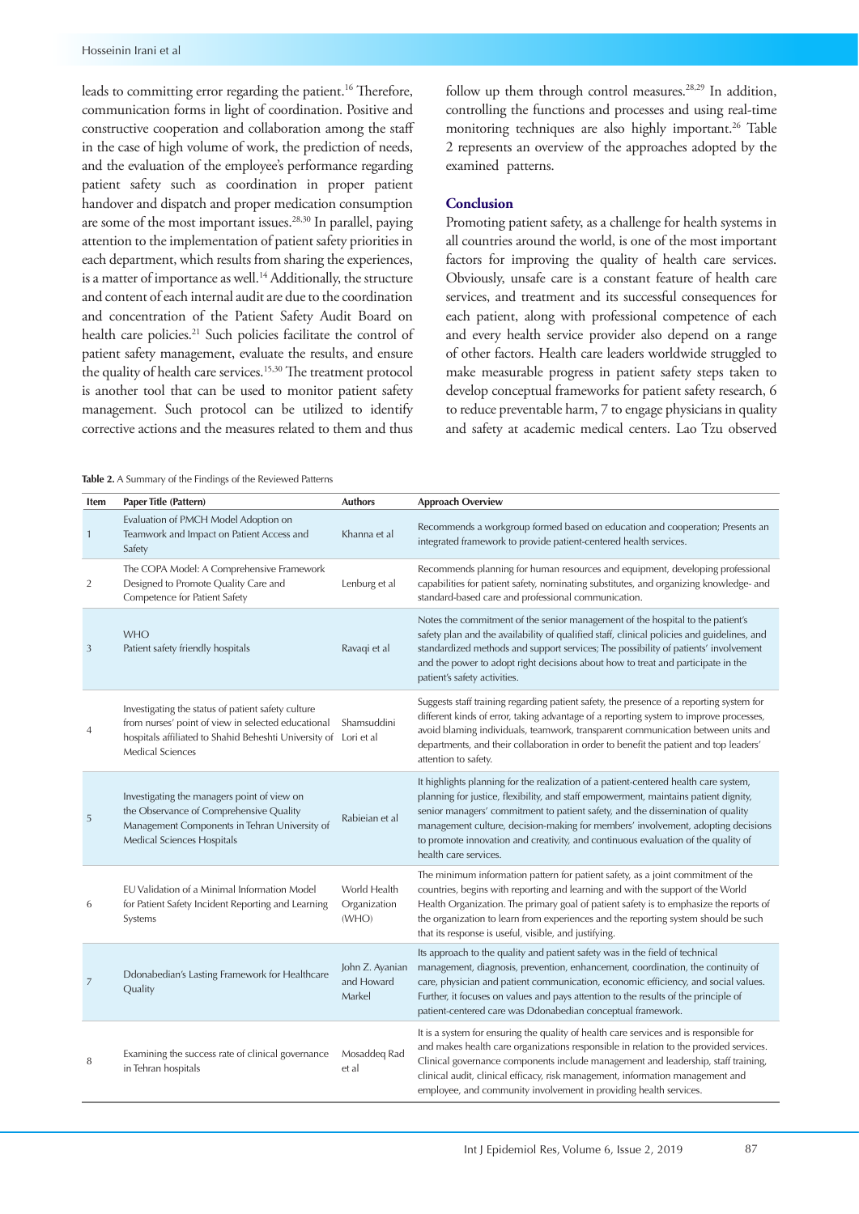leads to committing error regarding the patient.[16] Therefore, communication forms in light of coordination. Positive and constructive cooperation and collaboration among the staff in the case of high volume of work, the prediction of needs, and the evaluation of the employee's performance regarding patient safety such as coordination in proper patient handover and dispatch and proper medication consumption are some of the most important issues.[28,30] In parallel, paying attention to the implementation of patient safety priorities in each department, which results from sharing the experiences, is a matter of importance as well.[14] Additionally, the structure and content of each internal audit are due to the coordination and concentration of the Patient Safety Audit Board on health care policies.[21] Such policies facilitate the control of patient safety management, evaluate the results, and ensure the quality of health care services.[15,30] The treatment protocol is another tool that can be used to monitor patient safety management. Such protocol can be utilized to identify corrective actions and the measures related to them and thus follow up them through control measures.[28,29] In addition, controlling the functions and processes and using real-time monitoring techniques are also highly important.[26] Table 2 represents an overview of the approaches adopted by the examined patterns.

## Conclusion

Promoting patient safety, as a challenge for health systems in all countries around the world, is one of the most important factors for improving the quality of health care services. Obviously, unsafe care is a constant feature of health care services, and treatment and its successful consequences for each patient, along with professional competence of each and every health service provider also depend on a range of other factors. Health care leaders worldwide struggled to make measurable progress in patient safety steps taken to develop conceptual frameworks for patient safety research, 6 to reduce preventable harm, 7 to engage physicians in quality and safety at academic medical centers. Lao Tzu observed

**Table 2.** A Summary of the Findings of the Reviewed Patterns

| Item | Paper Title (Pattern) | Authors | Approach Overview |
|---|---|---|---|
| 1 | Evaluation of PMCH Model Adoption on Teamwork and Impact on Patient Access and Safety | Khanna et al | Recommends a workgroup formed based on education and cooperation; Presents an integrated framework to provide patient-centered health services. |
| 2 | The COPA Model: A Comprehensive Framework Designed to Promote Quality Care and Competence for Patient Safety | Lenburg et al | Recommends planning for human resources and equipment, developing professional capabilities for patient safety, nominating substitutes, and organizing knowledge- and standard-based care and professional communication. |
| 3 | WHO Patient safety friendly hospitals | Ravaqi et al | Notes the commitment of the senior management of the hospital to the patient's safety plan and the availability of qualified staff, clinical policies and guidelines, and standardized methods and support services; The possibility of patients' involvement and the power to adopt right decisions about how to treat and participate in the patient's safety activities. |
| 4 | Investigating the status of patient safety culture from nurses' point of view in selected educational hospitals affiliated to Shahid Beheshti University of Medical Sciences | Shamsuddini Lori et al | Suggests staff training regarding patient safety, the presence of a reporting system for different kinds of error, taking advantage of a reporting system to improve processes, avoid blaming individuals, teamwork, transparent communication between units and departments, and their collaboration in order to benefit the patient and top leaders' attention to safety. |
| 5 | Investigating the managers point of view on the Observance of Comprehensive Quality Management Components in Tehran University of Medical Sciences Hospitals | Rabieian et al | It highlights planning for the realization of a patient-centered health care system, planning for justice, flexibility, and staff empowerment, maintains patient dignity, senior managers' commitment to patient safety, and the dissemination of quality management culture, decision-making for members' involvement, adopting decisions to promote innovation and creativity, and continuous evaluation of the quality of health care services. |
| 6 | EU Validation of a Minimal Information Model for Patient Safety Incident Reporting and Learning Systems | World Health Organization (WHO) | The minimum information pattern for patient safety, as a joint commitment of the countries, begins with reporting and learning and with the support of the World Health Organization. The primary goal of patient safety is to emphasize the reports of the organization to learn from experiences and the reporting system should be such that its response is useful, visible, and justifying. |
| 7 | Ddonabedian's Lasting Framework for Healthcare Quality | John Z. Ayanian and Howard Markel | Its approach to the quality and patient safety was in the field of technical management, diagnosis, prevention, enhancement, coordination, the continuity of care, physician and patient communication, economic efficiency, and social values. Further, it focuses on values and pays attention to the results of the principle of patient-centered care was Ddonabedian conceptual framework. |
| 8 | Examining the success rate of clinical governance in Tehran hospitals | Mosaddeq Rad et al | It is a system for ensuring the quality of health care services and is responsible for and makes health care organizations responsible in relation to the provided services. Clinical governance components include management and leadership, staff training, clinical audit, clinical efficacy, risk management, information management and employee, and community involvement in providing health services. |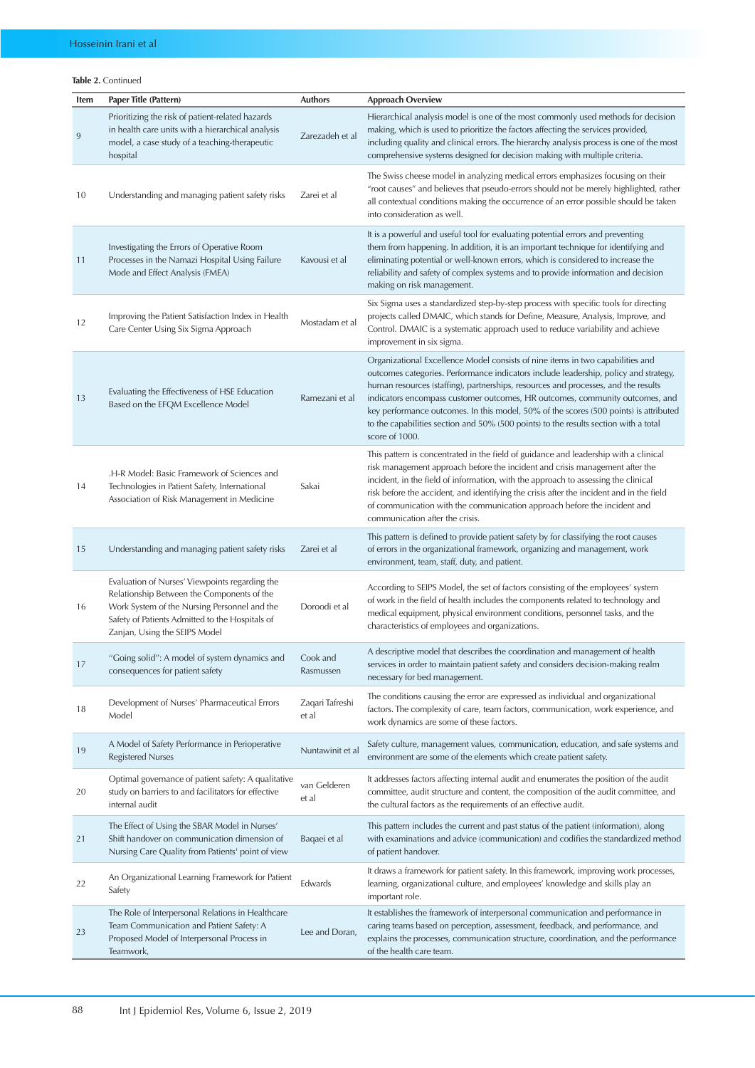**Table 2.** Continued

| Item | Paper Title (Pattern) | Authors | Approach Overview |
|---|---|---|---|
| 9 | Prioritizing the risk of patient-related hazards in health care units with a hierarchical analysis model, a case study of a teaching-therapeutic hospital | Zarezadeh et al | Hierarchical analysis model is one of the most commonly used methods for decision making, which is used to prioritize the factors affecting the services provided, including quality and clinical errors. The hierarchy analysis process is one of the most comprehensive systems designed for decision making with multiple criteria. |
| 10 | Understanding and managing patient safety risks | Zarei et al | The Swiss cheese model in analyzing medical errors emphasizes focusing on their "root causes" and believes that pseudo-errors should not be merely highlighted, rather all contextual conditions making the occurrence of an error possible should be taken into consideration as well. |
| 11 | Investigating the Errors of Operative Room Processes in the Namazi Hospital Using Failure Mode and Effect Analysis (FMEA) | Kavousi et al | It is a powerful and useful tool for evaluating potential errors and preventing them from happening. In addition, it is an important technique for identifying and eliminating potential or well-known errors, which is considered to increase the reliability and safety of complex systems and to provide information and decision making on risk management. |
| 12 | Improving the Patient Satisfaction Index in Health Care Center Using Six Sigma Approach | Mostadam et al | Six Sigma uses a standardized step-by-step process with specific tools for directing projects called DMAIC, which stands for Define, Measure, Analysis, Improve, and Control. DMAIC is a systematic approach used to reduce variability and achieve improvement in six sigma. |
| 13 | Evaluating the Effectiveness of HSE Education Based on the EFQM Excellence Model | Ramezani et al | Organizational Excellence Model consists of nine items in two capabilities and outcomes categories. Performance indicators include leadership, policy and strategy, human resources (staffing), partnerships, resources and processes, and the results indicators encompass customer outcomes, HR outcomes, community outcomes, and key performance outcomes. In this model, 50% of the scores (500 points) is attributed to the capabilities section and 50% (500 points) to the results section with a total score of 1000. |
| 14 | .H-R Model: Basic Framework of Sciences and Technologies in Patient Safety, International Association of Risk Management in Medicine | Sakai | This pattern is concentrated in the field of guidance and leadership with a clinical risk management approach before the incident and crisis management after the incident, in the field of information, with the approach to assessing the clinical risk before the accident, and identifying the crisis after the incident and in the field of communication with the communication approach before the incident and communication after the crisis. |
| 15 | Understanding and managing patient safety risks | Zarei et al | This pattern is defined to provide patient safety by for classifying the root causes of errors in the organizational framework, organizing and management, work environment, team, staff, duty, and patient. |
| 16 | Evaluation of Nurses' Viewpoints regarding the Relationship Between the Components of the Work System of the Nursing Personnel and the Safety of Patients Admitted to the Hospitals of Zanjan, Using the SEIPS Model | Doroodi et al | According to SEIPS Model, the set of factors consisting of the employees' system of work in the field of health includes the components related to technology and medical equipment, physical environment conditions, personnel tasks, and the characteristics of employees and organizations. |
| 17 | "Going solid": A model of system dynamics and consequences for patient safety | Cook and Rasmussen | A descriptive model that describes the coordination and management of health services in order to maintain patient safety and considers decision-making realm necessary for bed management. |
| 18 | Development of Nurses' Pharmaceutical Errors Model | Zaqari Tafreshi et al | The conditions causing the error are expressed as individual and organizational factors. The complexity of care, team factors, communication, work experience, and work dynamics are some of these factors. |
| 19 | A Model of Safety Performance in Perioperative Registered Nurses | Nuntawinit et al | Safety culture, management values, communication, education, and safe systems and environment are some of the elements which create patient safety. |
| 20 | Optimal governance of patient safety: A qualitative study on barriers to and facilitators for effective internal audit | van Gelderen et al | It addresses factors affecting internal audit and enumerates the position of the audit committee, audit structure and content, the composition of the audit committee, and the cultural factors as the requirements of an effective audit. |
| 21 | The Effect of Using the SBAR Model in Nurses' Shift handover on communication dimension of Nursing Care Quality from Patients' point of view | Baqaei et al | This pattern includes the current and past status of the patient (information), along with examinations and advice (communication) and codifies the standardized method of patient handover. |
| 22 | An Organizational Learning Framework for Patient Safety | Edwards | It draws a framework for patient safety. In this framework, improving work processes, learning, organizational culture, and employees' knowledge and skills play an important role. |
| 23 | The Role of Interpersonal Relations in Healthcare Team Communication and Patient Safety: A Proposed Model of Interpersonal Process in Teamwork, | Lee and Doran, | It establishes the framework of interpersonal communication and performance in caring teams based on perception, assessment, feedback, and performance, and explains the processes, communication structure, coordination, and the performance of the health care team. |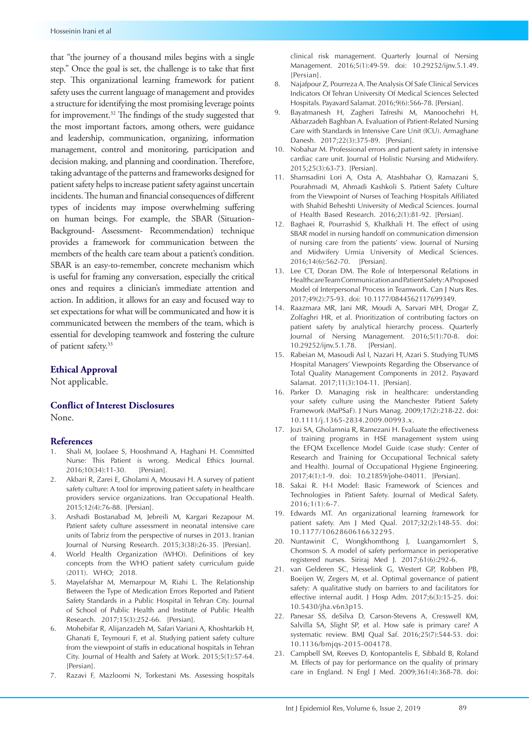that "the journey of a thousand miles begins with a single step." Once the goal is set, the challenge is to take that first step. This organizational learning framework for patient safety uses the current language of management and provides a structure for identifying the most promising leverage points for improvement.[32] The findings of the study suggested that the most important factors, among others, were guidance and leadership, communication, organizing, information management, control and monitoring, participation and decision making, and planning and coordination. Therefore, taking advantage of the patterns and frameworks designed for patient safety helps to increase patient safety against uncertain incidents. The human and financial consequences of different types of incidents may impose overwhelming suffering on human beings. For example, the SBAR (Situation-Background- Assessment- Recommendation) technique provides a framework for communication between the members of the health care team about a patient's condition. SBAR is an easy-to-remember, concrete mechanism which is useful for framing any conversation, especially the critical ones and requires a clinician's immediate attention and action. In addition, it allows for an easy and focused way to set expectations for what will be communicated and how it is communicated between the members of the team, which is essential for developing teamwork and fostering the culture of patient safety.[33]

## Ethical Approval

Not applicable.

## Conflict of Interest Disclosures

None.

## References

1. Shali M, Joolaee S, Hooshmand A, Haghani H. Committed Nurse: This Patient is wrong. Medical Ethics Journal. 2016;10(34):11-30. [Persian].
2. Akbari R, Zarei E, Gholami A, Mousavi H. A survey of patient safety culture: A tool for improving patient safety in healthcare providers service organizations. Iran Occupational Health. 2015;12(4):76-88. [Persian].
3. Arshadi Bostanabad M, Jebreili M, Kargari Rezapour M. Patient safety culture assessment in neonatal intensive care units of Tabriz from the perspective of nurses in 2013. Iranian Journal of Nursing Research. 2015;3(38):26-35. [Persian].
4. World Health Organization (WHO). Definitions of key concepts from the WHO patient safety curriculum guide (2011). WHO; 2018.
5. Mayelafshar M, Memarpour M, Riahi L. The Relationship Between the Type of Medication Errors Reported and Patient Safety Standards in a Public Hospital in Tehran City. Journal of School of Public Health and Institute of Public Health Research. 2017;15(3):252-66. [Persian].
6. Mohebifar R, Alijanzadeh M, Safari Variani A, Khoshtarkib H, Ghanati E, Teymouri F, et al. Studying patient safety culture from the viewpoint of staffs in educational hospitals in Tehran City. Journal of Health and Safety at Work. 2015;5(1):57-64. [Persian].
7. Razavi F, Mazloomi N, Torkestani Ms. Assessing hospitals clinical risk management. Quarterly Journal of Nersing Management. 2016;5(1):49-59. doi: 10.29252/ijnv.5.1.49. [Persian].
8. Najafpour Z, Pourreza A. The Analysis Of Safe Clinical Services Indicators Of Tehran University Of Medical Sciences Selected Hospitals. Payavard Salamat. 2016;9(6):566-78. [Persian].
9. Bayatmanesh H, Zagheri Tafreshi M, Manoochehri H, Akbarzadeh Baghban A. Evaluation of Patient-Related Nursing Care with Standards in Intensive Care Unit (ICU). Armaghane Danesh. 2017;22(3):375-89. [Persian].
10. Nobahar M. Professional errors and patient safety in intensive cardiac care unit. Journal of Holistic Nursing and Midwifery. 2015;25(3):63-73. [Persian].
11. Shamsadini Lori A, Osta A, Atashbahar O, Ramazani S, Pourahmadi M, Ahmadi Kashkoli S. Patient Safety Culture from the Viewpoint of Nurses of Teaching Hospitals Affiliated with Shahid Beheshti University of Medical Sciences. Journal of Health Based Research. 2016;2(1):81-92. [Persian].
12. Baghaei R, Pourrashid S, Khalkhali H. The effect of using SBAR model in nursing handoff on communication dimension of nursing care from the patients' view. Journal of Nursing and Midwifery Urmia University of Medical Sciences. 2016;14(6):562-70. [Persian].
13. Lee CT, Doran DM. The Role of Interpersonal Relations in Healthcare Team Communication and Patient Safety: A Proposed Model of Interpersonal Process in Teamwork. Can J Nurs Res. 2017;49(2):75-93. doi: 10.1177/0844562117699349.
14. Raazmara MR, Jani MR, Moudi A, Sarvari MH, Drogar Z, Zolfaghri HR, et al. Prioritization of contributing factors on patient safety by analytical hierarchy process. Quarterly Journal of Nersing Management. 2016;5(1):70-8. doi: 10.29252/ijnv.5.1.78. [Persian].
15. Rabeian M, Masoudi Asl I, Nazari H, Azari S. Studying TUMS Hospital Managers' Viewpoints Regarding the Observance of Total Quality Management Components in 2012. Payavard Salamat. 2017;11(3):104-11. [Persian].
16. Parker D. Managing risk in healthcare: understanding your safety culture using the Manchester Patient Safety Framework (MaPSaF). J Nurs Manag. 2009;17(2):218-22. doi: 10.1111/j.1365-2834.2009.00993.x.
17. Jozi SA, Gholamnia R, Ramezani H. Evaluate the effectiveness of training programs in HSE management system using the EFQM Excellence Model Guide (case study: Center of Research and Training for Occupational Technical safety and Health). Journal of Occupational Hygiene Engineering. 2017;4(1):1-9. doi: 10.21859/johe-04011. [Persian].
18. Sakai R. H-I Model: Basic Framework of Sciences and Technologies in Patient Safety. Journal of Medical Safety. 2016;1(1):6-7.
19. Edwards MT. An organizational learning framework for patient safety. Am J Med Qual. 2017;32(2):148-55. doi: 10.1177/1062860616632295.
20. Nuntawinit C, Wongkhomthong J, Luangamornlert S, Chomson S. A model of safety performance in perioperative registered nurses. Siriraj Med J. 2017;61(6):292-6.
21. van Gelderen SC, Hesselink G, Westert GP, Robben PB, Boeijen W, Zegers M, et al. Optimal governance of patient safety: A qualitative study on barriers to and facilitators for effective internal audit. J Hosp Adm. 2017;6(3):15-25. doi: 10.5430/jha.v6n3p15.
22. Panesar SS, deSilva D, Carson-Stevens A, Cresswell KM, Salvilla SA, Slight SP, et al. How safe is primary care? A systematic review. BMJ Qual Saf. 2016;25(7):544-53. doi: 10.1136/bmjqs-2015-004178.
23. Campbell SM, Reeves D, Kontopantelis E, Sibbald B, Roland M. Effects of pay for performance on the quality of primary care in England. N Engl J Med. 2009;361(4):368-78. doi: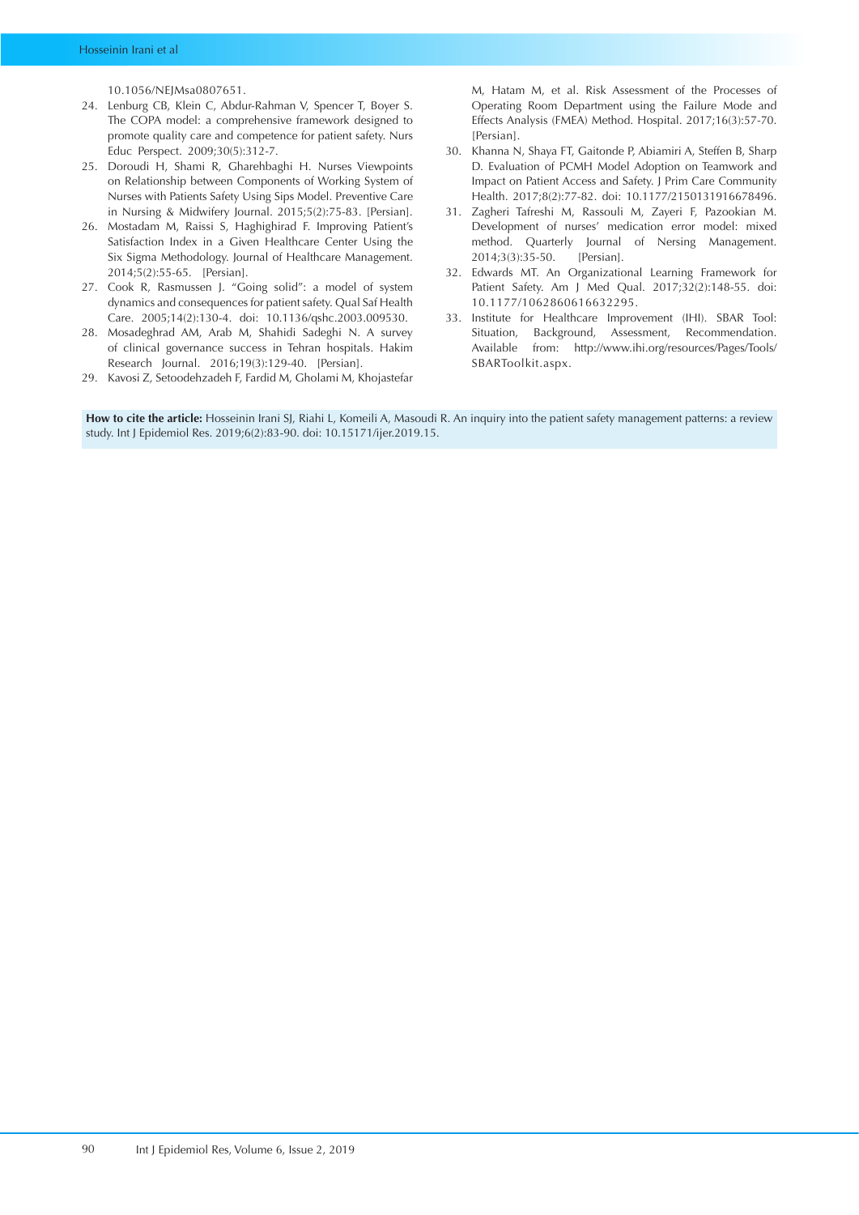10.1056/NEJMsa0807651.

24. Lenburg CB, Klein C, Abdur-Rahman V, Spencer T, Boyer S. The COPA model: a comprehensive framework designed to promote quality care and competence for patient safety. Nurs Educ Perspect. 2009;30(5):312-7.
25. Doroudi H, Shami R, Gharehbaghi H. Nurses Viewpoints on Relationship between Components of Working System of Nurses with Patients Safety Using Sips Model. Preventive Care in Nursing & Midwifery Journal. 2015;5(2):75-83. [Persian].
26. Mostadam M, Raissi S, Haghighirad F. Improving Patient's Satisfaction Index in a Given Healthcare Center Using the Six Sigma Methodology. Journal of Healthcare Management. 2014;5(2):55-65. [Persian].
27. Cook R, Rasmussen J. "Going solid": a model of system dynamics and consequences for patient safety. Qual Saf Health Care. 2005;14(2):130-4. doi: 10.1136/qshc.2003.009530.
28. Mosadeghrad AM, Arab M, Shahidi Sadeghi N. A survey of clinical governance success in Tehran hospitals. Hakim Research Journal. 2016;19(3):129-40. [Persian].
29. Kavosi Z, Setoodehzadeh F, Fardid M, Gholami M, Khojastefar M, Hatam M, et al. Risk Assessment of the Processes of Operating Room Department using the Failure Mode and Effects Analysis (FMEA) Method. Hospital. 2017;16(3):57-70. [Persian].
30. Khanna N, Shaya FT, Gaitonde P, Abiamiri A, Steffen B, Sharp D. Evaluation of PCMH Model Adoption on Teamwork and Impact on Patient Access and Safety. J Prim Care Community Health. 2017;8(2):77-82. doi: 10.1177/2150131916678496.
31. Zagheri Tafreshi M, Rassouli M, Zayeri F, Pazookian M. Development of nurses' medication error model: mixed method. Quarterly Journal of Nersing Management. 2014;3(3):35-50. [Persian].
32. Edwards MT. An Organizational Learning Framework for Patient Safety. Am J Med Qual. 2017;32(2):148-55. doi: 10.1177/1062860616632295.
33. Institute for Healthcare Improvement (IHI). SBAR Tool: Situation, Background, Assessment, Recommendation. Available from: http://www.ihi.org/resources/Pages/Tools/SBARToolkit.aspx.

**How to cite the article:** Hosseinin Irani SJ, Riahi L, Komeili A, Masoudi R. An inquiry into the patient safety management patterns: a review study. Int J Epidemiol Res. 2019;6(2):83-90. doi: 10.15171/ijer.2019.15.